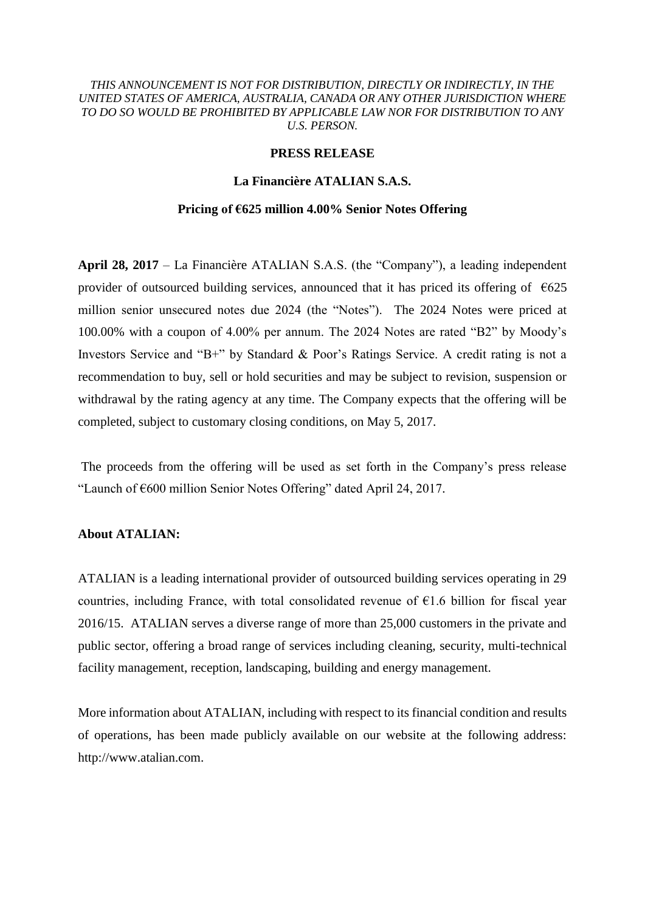*THIS ANNOUNCEMENT IS NOT FOR DISTRIBUTION, DIRECTLY OR INDIRECTLY, IN THE UNITED STATES OF AMERICA, AUSTRALIA, CANADA OR ANY OTHER JURISDICTION WHERE TO DO SO WOULD BE PROHIBITED BY APPLICABLE LAW NOR FOR DISTRIBUTION TO ANY U.S. PERSON.*

**PRESS RELEASE**

**La Financière ATALIAN S.A.S.**

**Pricing of €625 million 4.00% Senior Notes Offering**

**April 28, 2017** – La Financière ATALIAN S.A.S. (the "Company"), a leading independent provider of outsourced building services, announced that it has priced its offering of €625 million senior unsecured notes due 2024 (the "Notes"). The 2024 Notes were priced at 100.00% with a coupon of 4.00% per annum. The 2024 Notes are rated "B2" by Moody's Investors Service and "B+" by Standard & Poor's Ratings Service. A credit rating is not a recommendation to buy, sell or hold securities and may be subject to revision, suspension or withdrawal by the rating agency at any time. The Company expects that the offering will be completed, subject to customary closing conditions, on May 5, 2017.

The proceeds from the offering will be used as set forth in the Company's press release "Launch of €600 million Senior Notes Offering" dated April 24, 2017.

**About ATALIAN:**

ATALIAN is a leading international provider of outsourced building services operating in 29 countries, including France, with total consolidated revenue of €1.6 billion for fiscal year 2016/15. ATALIAN serves a diverse range of more than 25,000 customers in the private and public sector, offering a broad range of services including cleaning, security, multi-technical facility management, reception, landscaping, building and energy management.

More information about ATALIAN, including with respect to its financial condition and results of operations, has been made publicly available on our website at the following address: http://www.atalian.com.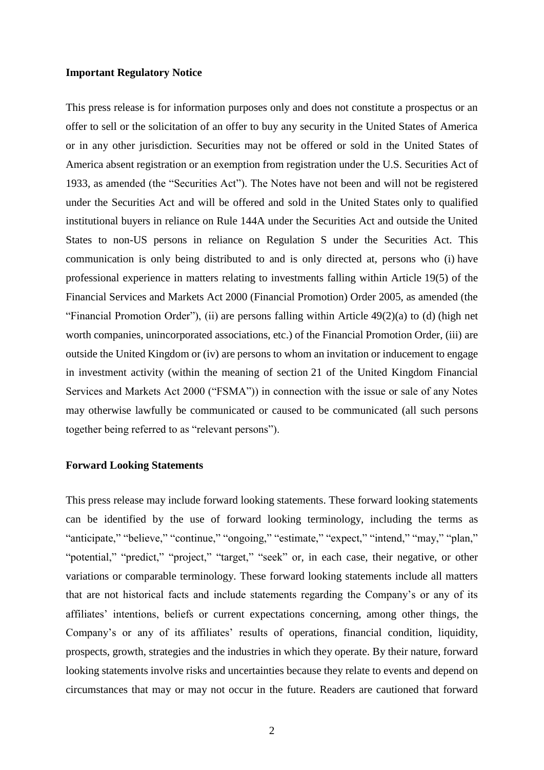**Important Regulatory Notice**

This press release is for information purposes only and does not constitute a prospectus or an offer to sell or the solicitation of an offer to buy any security in the United States of America or in any other jurisdiction. Securities may not be offered or sold in the United States of America absent registration or an exemption from registration under the U.S. Securities Act of 1933, as amended (the "Securities Act"). The Notes have not been and will not be registered under the Securities Act and will be offered and sold in the United States only to qualified institutional buyers in reliance on Rule 144A under the Securities Act and outside the United States to non-US persons in reliance on Regulation S under the Securities Act. This communication is only being distributed to and is only directed at, persons who (i) have professional experience in matters relating to investments falling within Article 19(5) of the Financial Services and Markets Act 2000 (Financial Promotion) Order 2005, as amended (the "Financial Promotion Order"), (ii) are persons falling within Article 49(2)(a) to (d) (high net worth companies, unincorporated associations, etc.) of the Financial Promotion Order, (iii) are outside the United Kingdom or (iv) are persons to whom an invitation or inducement to engage in investment activity (within the meaning of section 21 of the United Kingdom Financial Services and Markets Act 2000 ("FSMA")) in connection with the issue or sale of any Notes may otherwise lawfully be communicated or caused to be communicated (all such persons together being referred to as "relevant persons").

**Forward Looking Statements**

This press release may include forward looking statements. These forward looking statements can be identified by the use of forward looking terminology, including the terms as "anticipate," "believe," "continue," "ongoing," "estimate," "expect," "intend," "may," "plan," "potential," "predict," "project," "target," "seek" or, in each case, their negative, or other variations or comparable terminology. These forward looking statements include all matters that are not historical facts and include statements regarding the Company's or any of its affiliates' intentions, beliefs or current expectations concerning, among other things, the Company's or any of its affiliates' results of operations, financial condition, liquidity, prospects, growth, strategies and the industries in which they operate. By their nature, forward looking statements involve risks and uncertainties because they relate to events and depend on circumstances that may or may not occur in the future. Readers are cautioned that forward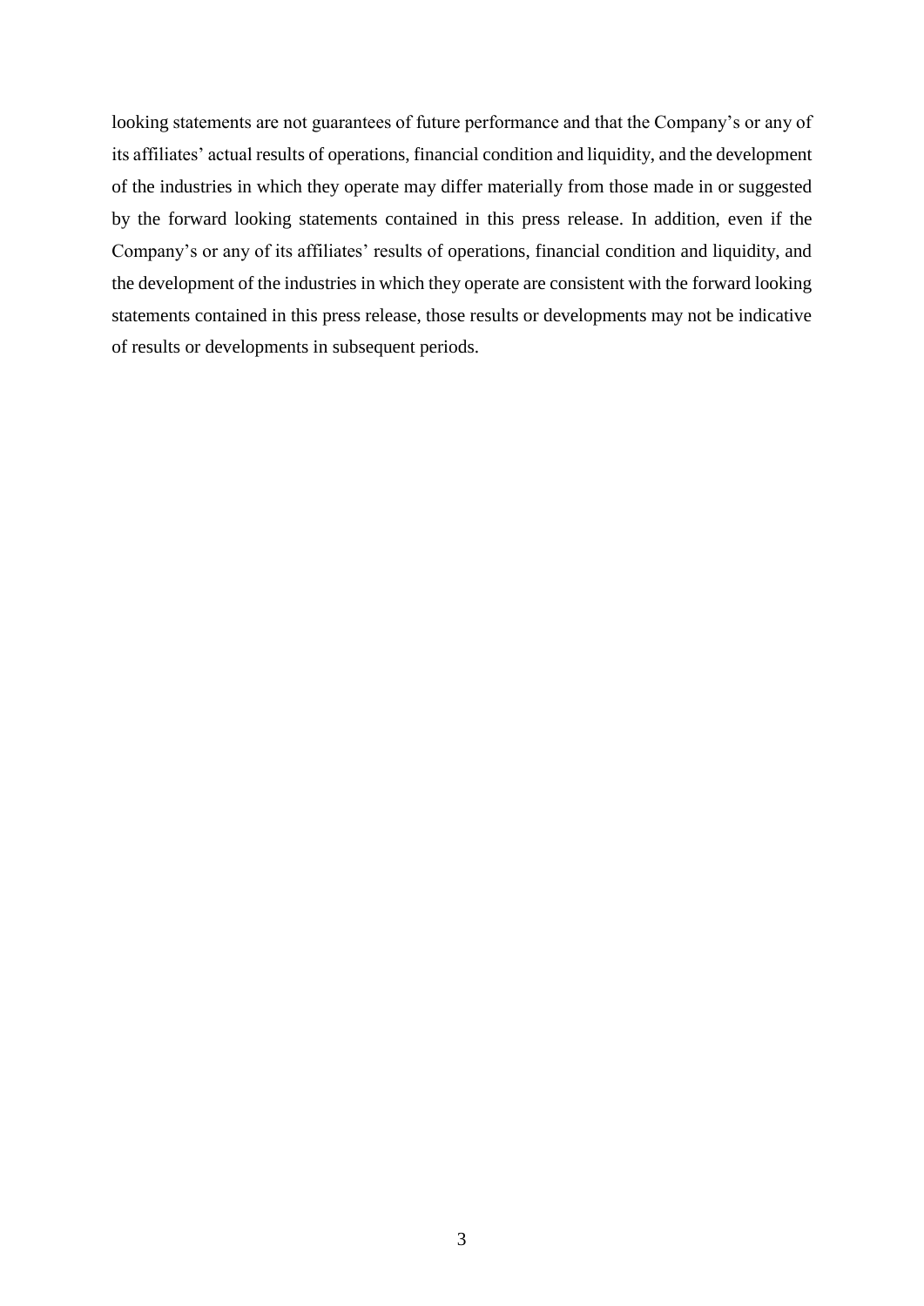looking statements are not guarantees of future performance and that the Company's or any of its affiliates' actual results of operations, financial condition and liquidity, and the development of the industries in which they operate may differ materially from those made in or suggested by the forward looking statements contained in this press release. In addition, even if the Company's or any of its affiliates' results of operations, financial condition and liquidity, and the development of the industries in which they operate are consistent with the forward looking statements contained in this press release, those results or developments may not be indicative of results or developments in subsequent periods.